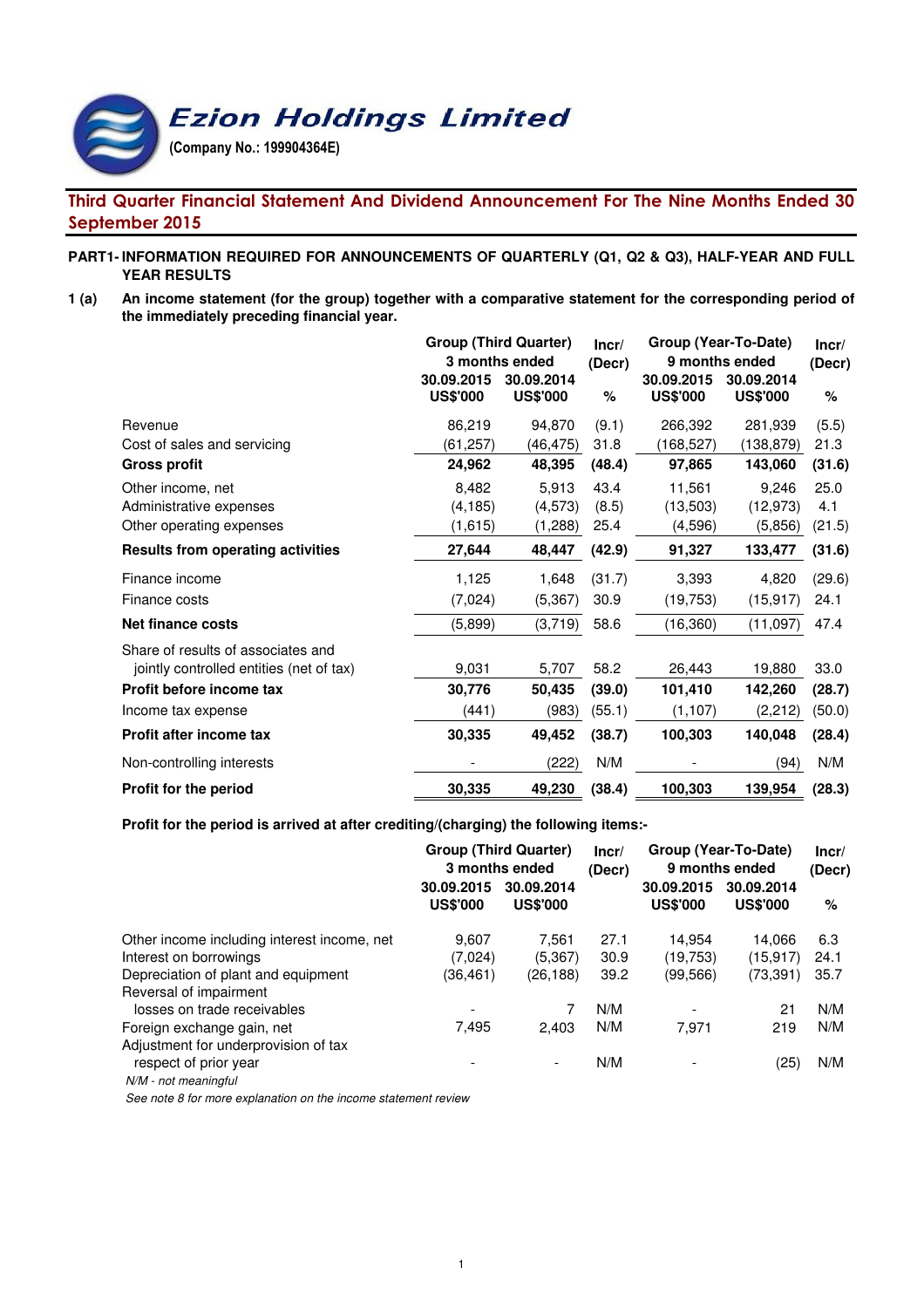# Ezion Holdings Limited

**(Company No.: 199904364E)**

## Third Quarter Financial Statement And Dividend Announcement For The Nine Months Ended 30 September 2015

**PART1- INFORMATION REQUIRED FOR ANNOUNCEMENTS OF QUARTERLY (Q1, Q2 & Q3), HALF-YEAR AND FULL YEAR RESULTS**

**1 (a) An income statement (for the group) together with a comparative statement for the corresponding period of the immediately preceding financial year.**

| | Group (Third Quarter) 3 months ended | | Incr/ (Decr) | Group (Year-To-Date) 9 months ended | | Incr/ (Decr) |
|---|---|---|---|---|---|---|
| | 30.09.2015 US$'000 | 30.09.2014 US$'000 | % | 30.09.2015 US$'000 | 30.09.2014 US$'000 | % |
| Revenue | 86,219 | 94,870 | (9.1) | 266,392 | 281,939 | (5.5) |
| Cost of sales and servicing | (61,257) | (46,475) | 31.8 | (168,527) | (138,879) | 21.3 |
| **Gross profit** | **24,962** | **48,395** | **(48.4)** | **97,865** | **143,060** | **(31.6)** |
| Other income, net | 8,482 | 5,913 | 43.4 | 11,561 | 9,246 | 25.0 |
| Administrative expenses | (4,185) | (4,573) | (8.5) | (13,503) | (12,973) | 4.1 |
| Other operating expenses | (1,615) | (1,288) | 25.4 | (4,596) | (5,856) | (21.5) |
| **Results from operating activities** | **27,644** | **48,447** | **(42.9)** | **91,327** | **133,477** | **(31.6)** |
| Finance income | 1,125 | 1,648 | (31.7) | 3,393 | 4,820 | (29.6) |
| Finance costs | (7,024) | (5,367) | 30.9 | (19,753) | (15,917) | 24.1 |
| **Net finance costs** | (5,899) | (3,719) | 58.6 | (16,360) | (11,097) | 47.4 |
| Share of results of associates and jointly controlled entities (net of tax) | 9,031 | 5,707 | 58.2 | 26,443 | 19,880 | 33.0 |
| **Profit before income tax** | **30,776** | **50,435** | **(39.0)** | **101,410** | **142,260** | **(28.7)** |
| Income tax expense | (441) | (983) | (55.1) | (1,107) | (2,212) | (50.0) |
| **Profit after income tax** | **30,335** | **49,452** | **(38.7)** | **100,303** | **140,048** | **(28.4)** |
| Non-controlling interests | - | (222) | N/M | - | (94) | N/M |
| **Profit for the period** | **30,335** | **49,230** | **(38.4)** | **100,303** | **139,954** | **(28.3)** |

**Profit for the period is arrived at after crediting/(charging) the following items:-**

| | Group (Third Quarter) 3 months ended | | Incr/ (Decr) | Group (Year-To-Date) 9 months ended | | Incr/ (Decr) |
|---|---|---|---|---|---|---|
| | 30.09.2015 US$'000 | 30.09.2014 US$'000 | | 30.09.2015 US$'000 | 30.09.2014 US$'000 | % |
| Other income including interest income, net | 9,607 | 7,561 | 27.1 | 14,954 | 14,066 | 6.3 |
| Interest on borrowings | (7,024) | (5,367) | 30.9 | (19,753) | (15,917) | 24.1 |
| Depreciation of plant and equipment | (36,461) | (26,188) | 39.2 | (99,566) | (73,391) | 35.7 |
| Reversal of impairment losses on trade receivables | - | 7 | N/M | - | 21 | N/M |
| Foreign exchange gain, net | 7,495 | 2,403 | N/M | 7,971 | 219 | N/M |
| Adjustment for underprovision of tax respect of prior year | - | - | N/M | - | (25) | N/M |

*N/M - not meaningful*

*See note 8 for more explanation on the income statement review*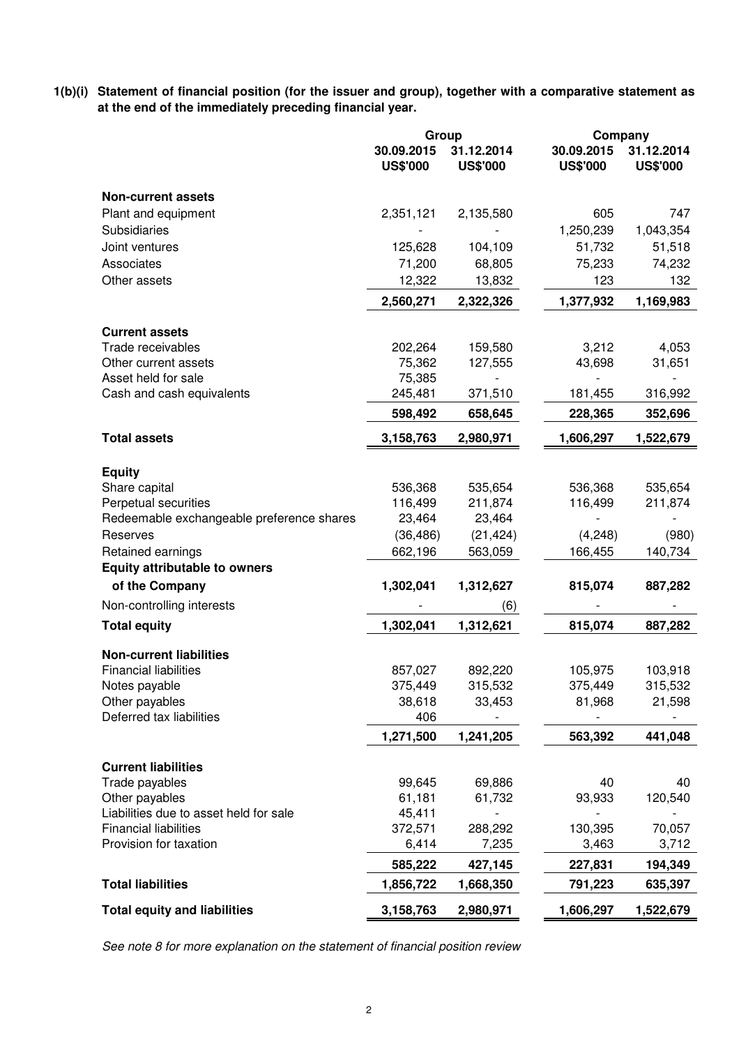**1(b)(i) Statement of financial position (for the issuer and group), together with a comparative statement as at the end of the immediately preceding financial year.**

| | Group | | Company | |
|---|---|---|---|---|
| | 30.09.2015 US$'000 | 31.12.2014 US$'000 | 30.09.2015 US$'000 | 31.12.2014 US$'000 |
| **Non-current assets** | | | | |
| Plant and equipment | 2,351,121 | 2,135,580 | 605 | 747 |
| Subsidiaries | - | - | 1,250,239 | 1,043,354 |
| Joint ventures | 125,628 | 104,109 | 51,732 | 51,518 |
| Associates | 71,200 | 68,805 | 75,233 | 74,232 |
| Other assets | 12,322 | 13,832 | 123 | 132 |
| | **2,560,271** | **2,322,326** | **1,377,932** | **1,169,983** |
| **Current assets** | | | | |
| Trade receivables | 202,264 | 159,580 | 3,212 | 4,053 |
| Other current assets | 75,362 | 127,555 | 43,698 | 31,651 |
| Asset held for sale | 75,385 | - | - | - |
| Cash and cash equivalents | 245,481 | 371,510 | 181,455 | 316,992 |
| | **598,492** | **658,645** | **228,365** | **352,696** |
| **Total assets** | **3,158,763** | **2,980,971** | **1,606,297** | **1,522,679** |
| **Equity** | | | | |
| Share capital | 536,368 | 535,654 | 536,368 | 535,654 |
| Perpetual securities | 116,499 | 211,874 | 116,499 | 211,874 |
| Redeemable exchangeable preference shares | 23,464 | 23,464 | - | - |
| Reserves | (36,486) | (21,424) | (4,248) | (980) |
| Retained earnings | 662,196 | 563,059 | 166,455 | 140,734 |
| **Equity attributable to owners of the Company** | **1,302,041** | **1,312,627** | **815,074** | **887,282** |
| Non-controlling interests | - | (6) | - | - |
| **Total equity** | **1,302,041** | **1,312,621** | **815,074** | **887,282** |
| **Non-current liabilities** | | | | |
| Financial liabilities | 857,027 | 892,220 | 105,975 | 103,918 |
| Notes payable | 375,449 | 315,532 | 375,449 | 315,532 |
| Other payables | 38,618 | 33,453 | 81,968 | 21,598 |
| Deferred tax liabilities | 406 | - | - | - |
| | **1,271,500** | **1,241,205** | **563,392** | **441,048** |
| **Current liabilities** | | | | |
| Trade payables | 99,645 | 69,886 | 40 | 40 |
| Other payables | 61,181 | 61,732 | 93,933 | 120,540 |
| Liabilities due to asset held for sale | 45,411 | - | - | - |
| Financial liabilities | 372,571 | 288,292 | 130,395 | 70,057 |
| Provision for taxation | 6,414 | 7,235 | 3,463 | 3,712 |
| | **585,222** | **427,145** | **227,831** | **194,349** |
| **Total liabilities** | **1,856,722** | **1,668,350** | **791,223** | **635,397** |
| **Total equity and liabilities** | **3,158,763** | **2,980,971** | **1,606,297** | **1,522,679** |

*See note 8 for more explanation on the statement of financial position review*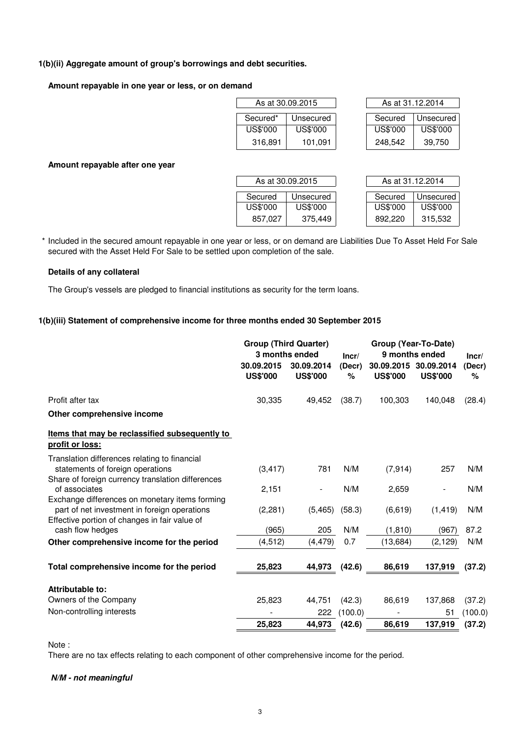### 1(b)(ii) Aggregate amount of group's borrowings and debt securities.

**Amount repayable in one year or less, or on demand**

| As at 30.09.2015 | | As at 31.12.2014 | |
|---|---|---|---|
| Secured* | Unsecured | Secured | Unsecured |
| US$'000 | US$'000 | US$'000 | US$'000 |
| 316,891 | 101,091 | 248,542 | 39,750 |

**Amount repayable after one year**

| As at 30.09.2015 | | As at 31.12.2014 | |
|---|---|---|---|
| Secured | Unsecured | Secured | Unsecured |
| US$'000 | US$'000 | US$'000 | US$'000 |
| 857,027 | 375,449 | 892,220 | 315,532 |

\* Included in the secured amount repayable in one year or less, or on demand are Liabilities Due To Asset Held For Sale secured with the Asset Held For Sale to be settled upon completion of the sale.

**Details of any collateral**

The Group's vessels are pledged to financial institutions as security for the term loans.

### 1(b)(iii) Statement of comprehensive income for three months ended 30 September 2015

| | Group (Third Quarter) 3 months ended | | Incr/ (Decr) | Group (Year-To-Date) 9 months ended | | Incr/ (Decr) |
|---|---|---|---|---|---|---|
| | 30.09.2015 US$'000 | 30.09.2014 US$'000 | % | 30.09.2015 US$'000 | 30.09.2014 US$'000 | % |
| Profit after tax | 30,335 | 49,452 | (38.7) | 100,303 | 140,048 | (28.4) |
| **Other comprehensive income** | | | | | | |
| **Items that may be reclassified subsequently to profit or loss:** | | | | | | |
| Translation differences relating to financial statements of foreign operations | (3,417) | 781 | N/M | (7,914) | 257 | N/M |
| Share of foreign currency translation differences of associates | 2,151 | - | N/M | 2,659 | - | N/M |
| Exchange differences on monetary items forming part of net investment in foreign operations | (2,281) | (5,465) | (58.3) | (6,619) | (1,419) | N/M |
| Effective portion of changes in fair value of cash flow hedges | (965) | 205 | N/M | (1,810) | (967) | 87.2 |
| **Other comprehensive income for the period** | (4,512) | (4,479) | 0.7 | (13,684) | (2,129) | N/M |
| **Total comprehensive income for the period** | **25,823** | **44,973** | **(42.6)** | **86,619** | **137,919** | **(37.2)** |
| **Attributable to:** | | | | | | |
| Owners of the Company | 25,823 | 44,751 | (42.3) | 86,619 | 137,868 | (37.2) |
| Non-controlling interests | - | 222 | (100.0) | - | 51 | (100.0) |
| | **25,823** | **44,973** | **(42.6)** | **86,619** | **137,919** | **(37.2)** |

Note :
There are no tax effects relating to each component of other comprehensive income for the period.

***N/M - not meaningful***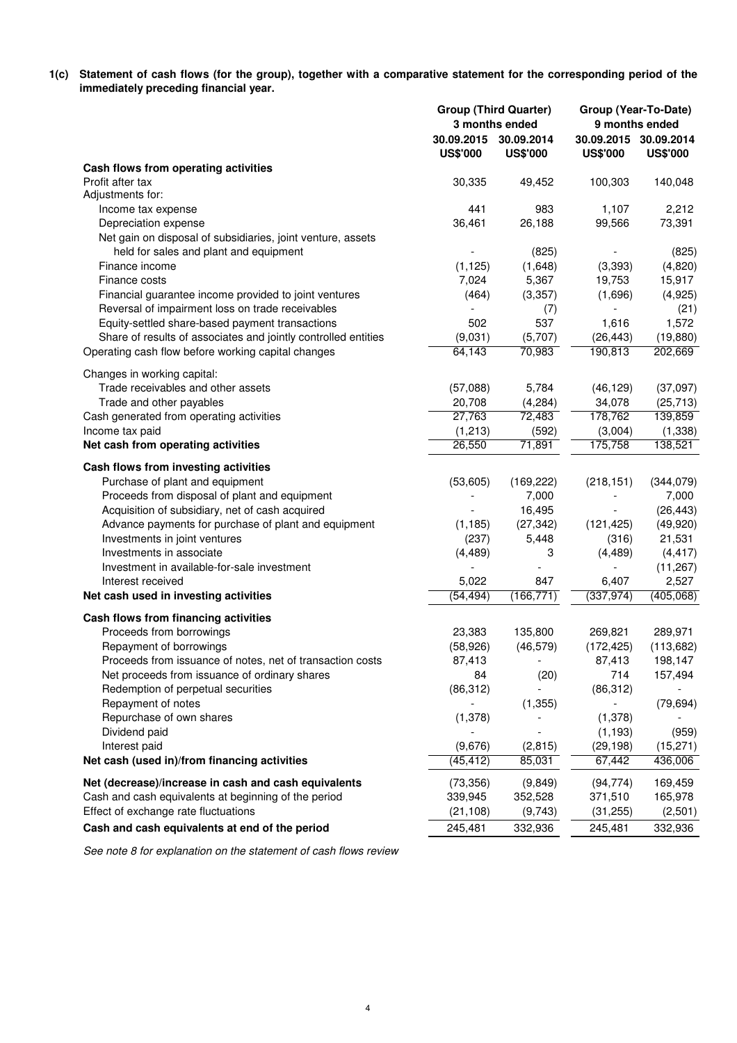**1(c) Statement of cash flows (for the group), together with a comparative statement for the corresponding period of the immediately preceding financial year.**

| | Group (Third Quarter) 3 months ended | | Group (Year-To-Date) 9 months ended | |
|---|---|---|---|---|
| | 30.09.2015 US$'000 | 30.09.2014 US$'000 | 30.09.2015 US$'000 | 30.09.2014 US$'000 |
| **Cash flows from operating activities** | | | | |
| Profit after tax | 30,335 | 49,452 | 100,303 | 140,048 |
| Adjustments for: | | | | |
| Income tax expense | 441 | 983 | 1,107 | 2,212 |
| Depreciation expense | 36,461 | 26,188 | 99,566 | 73,391 |
| Net gain on disposal of subsidiaries, joint venture, assets held for sales and plant and equipment | - | (825) | - | (825) |
| Finance income | (1,125) | (1,648) | (3,393) | (4,820) |
| Finance costs | 7,024 | 5,367 | 19,753 | 15,917 |
| Financial guarantee income provided to joint ventures | (464) | (3,357) | (1,696) | (4,925) |
| Reversal of impairment loss on trade receivables | - | (7) | - | (21) |
| Equity-settled share-based payment transactions | 502 | 537 | 1,616 | 1,572 |
| Share of results of associates and jointly controlled entities | (9,031) | (5,707) | (26,443) | (19,880) |
| Operating cash flow before working capital changes | 64,143 | 70,983 | 190,813 | 202,669 |
| Changes in working capital: | | | | |
| Trade receivables and other assets | (57,088) | 5,784 | (46,129) | (37,097) |
| Trade and other payables | 20,708 | (4,284) | 34,078 | (25,713) |
| Cash generated from operating activities | 27,763 | 72,483 | 178,762 | 139,859 |
| Income tax paid | (1,213) | (592) | (3,004) | (1,338) |
| **Net cash from operating activities** | 26,550 | 71,891 | 175,758 | 138,521 |
| **Cash flows from investing activities** | | | | |
| Purchase of plant and equipment | (53,605) | (169,222) | (218,151) | (344,079) |
| Proceeds from disposal of plant and equipment | - | 7,000 | - | 7,000 |
| Acquisition of subsidiary, net of cash acquired | - | 16,495 | - | (26,443) |
| Advance payments for purchase of plant and equipment | (1,185) | (27,342) | (121,425) | (49,920) |
| Investments in joint ventures | (237) | 5,448 | (316) | 21,531 |
| Investments in associate | (4,489) | 3 | (4,489) | (4,417) |
| Investment in available-for-sale investment | - | - | - | (11,267) |
| Interest received | 5,022 | 847 | 6,407 | 2,527 |
| **Net cash used in investing activities** | (54,494) | (166,771) | (337,974) | (405,068) |
| **Cash flows from financing activities** | | | | |
| Proceeds from borrowings | 23,383 | 135,800 | 269,821 | 289,971 |
| Repayment of borrowings | (58,926) | (46,579) | (172,425) | (113,682) |
| Proceeds from issuance of notes, net of transaction costs | 87,413 | - | 87,413 | 198,147 |
| Net proceeds from issuance of ordinary shares | 84 | (20) | 714 | 157,494 |
| Redemption of perpetual securities | (86,312) | - | (86,312) | - |
| Repayment of notes | - | (1,355) | - | (79,694) |
| Repurchase of own shares | (1,378) | - | (1,378) | - |
| Dividend paid | - | - | (1,193) | (959) |
| Interest paid | (9,676) | (2,815) | (29,198) | (15,271) |
| **Net cash (used in)/from financing activities** | (45,412) | 85,031 | 67,442 | 436,006 |
| **Net (decrease)/increase in cash and cash equivalents** | (73,356) | (9,849) | (94,774) | 169,459 |
| Cash and cash equivalents at beginning of the period | 339,945 | 352,528 | 371,510 | 165,978 |
| Effect of exchange rate fluctuations | (21,108) | (9,743) | (31,255) | (2,501) |
| **Cash and cash equivalents at end of the period** | 245,481 | 332,936 | 245,481 | 332,936 |

*See note 8 for explanation on the statement of cash flows review*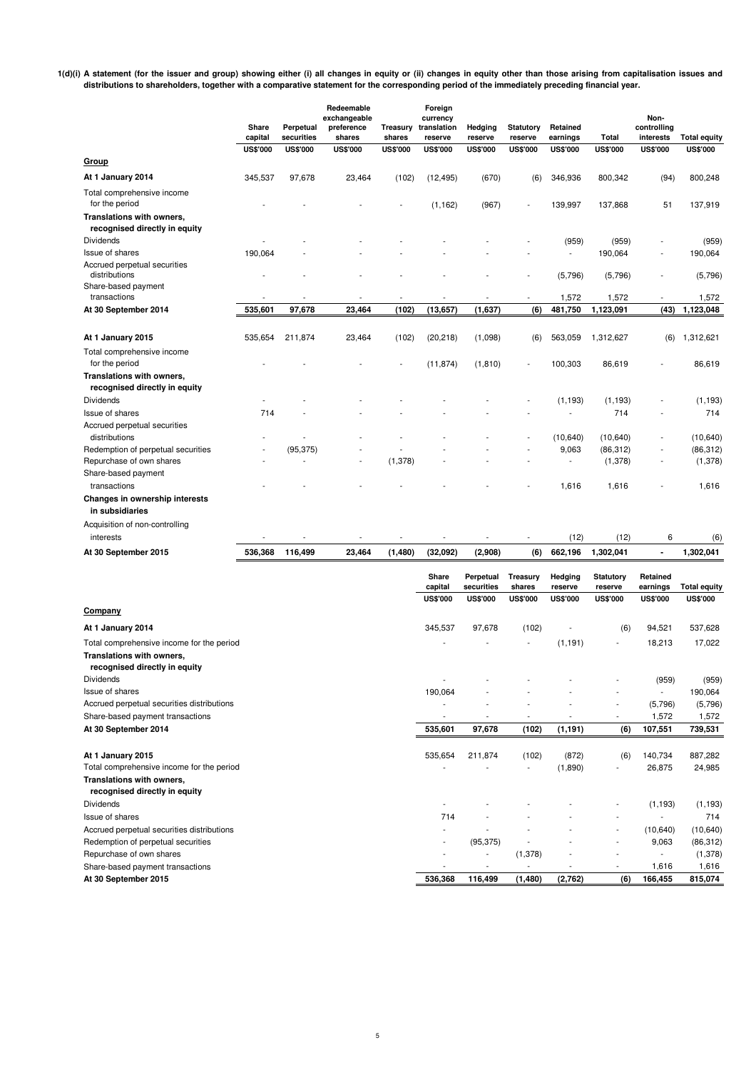**1(d)(i) A statement (for the issuer and group) showing either (i) all changes in equity or (ii) changes in equity other than those arising from capitalisation issues and distributions to shareholders, together with a comparative statement for the corresponding period of the immediately preceding financial year.**

| | Share capital | Perpetual securities | Redeemable exchangeable preference shares | Treasury shares | Foreign currency translation reserve | Hedging reserve | Statutory reserve | Retained earnings | Total | Non-controlling interests | Total equity |
|---|---|---|---|---|---|---|---|---|---|---|---|
| | US$'000 | US$'000 | US$'000 | US$'000 | US$'000 | US$'000 | US$'000 | US$'000 | US$'000 | US$'000 | US$'000 |
| **Group** | | | | | | | | | | | |
| **At 1 January 2014** | 345,537 | 97,678 | 23,464 | (102) | (12,495) | (670) | (6) | 346,936 | 800,342 | (94) | 800,248 |
| Total comprehensive income for the period | - | - | - | - | (1,162) | (967) | - | 139,997 | 137,868 | 51 | 137,919 |
| **Translations with owners, recognised directly in equity** | | | | | | | | | | | |
| Dividends | - | - | - | - | - | - | - | (959) | (959) | - | (959) |
| Issue of shares | 190,064 | - | - | - | - | - | - | - | 190,064 | - | 190,064 |
| Accrued perpetual securities distributions | - | - | - | - | - | - | - | (5,796) | (5,796) | - | (5,796) |
| Share-based payment transactions | - | - | - | - | - | - | - | 1,572 | 1,572 | - | 1,572 |
| **At 30 September 2014** | **535,601** | **97,678** | **23,464** | **(102)** | **(13,657)** | **(1,637)** | **(6)** | **481,750** | **1,123,091** | **(43)** | **1,123,048** |
| | | | | | | | | | | | |
| **At 1 January 2015** | 535,654 | 211,874 | 23,464 | (102) | (20,218) | (1,098) | (6) | 563,059 | 1,312,627 | (6) | 1,312,621 |
| Total comprehensive income for the period | - | - | - | - | (11,874) | (1,810) | - | 100,303 | 86,619 | - | 86,619 |
| **Translations with owners, recognised directly in equity** | | | | | | | | | | | |
| Dividends | - | - | - | - | - | - | - | (1,193) | (1,193) | - | (1,193) |
| Issue of shares | 714 | - | - | - | - | - | - | - | 714 | - | 714 |
| Accrued perpetual securities distributions | - | - | - | - | - | - | - | (10,640) | (10,640) | - | (10,640) |
| Redemption of perpetual securities | - | (95,375) | - | - | - | - | - | 9,063 | (86,312) | - | (86,312) |
| Repurchase of own shares | - | - | - | (1,378) | - | - | - | - | (1,378) | - | (1,378) |
| Share-based payment transactions | - | - | - | - | - | - | - | 1,616 | 1,616 | - | 1,616 |
| **Changes in ownership interests in subsidiaries** | | | | | | | | | | | |
| Acquisition of non-controlling interests | - | - | - | - | - | - | - | (12) | (12) | 6 | (6) |
| **At 30 September 2015** | **536,368** | **116,499** | **23,464** | **(1,480)** | **(32,092)** | **(2,908)** | **(6)** | **662,196** | **1,302,041** | **-** | **1,302,041** |

| | Share capital | Perpetual securities | Treasury shares | Hedging reserve | Statutory reserve | Retained earnings | Total equity |
|---|---|---|---|---|---|---|---|
| | US$'000 | US$'000 | US$'000 | US$'000 | US$'000 | US$'000 | US$'000 |
| **Company** | | | | | | | |
| **At 1 January 2014** | 345,537 | 97,678 | (102) | - | (6) | 94,521 | 537,628 |
| Total comprehensive income for the period | - | - | - | (1,191) | - | 18,213 | 17,022 |
| **Translations with owners, recognised directly in equity** | | | | | | | |
| Dividends | - | - | - | - | - | (959) | (959) |
| Issue of shares | 190,064 | - | - | - | - | - | 190,064 |
| Accrued perpetual securities distributions | - | - | - | - | - | (5,796) | (5,796) |
| Share-based payment transactions | - | - | - | - | - | 1,572 | 1,572 |
| **At 30 September 2014** | **535,601** | **97,678** | **(102)** | **(1,191)** | **(6)** | **107,551** | **739,531** |
| | | | | | | | |
| **At 1 January 2015** | 535,654 | 211,874 | (102) | (872) | (6) | 140,734 | 887,282 |
| Total comprehensive income for the period | - | - | - | (1,890) | - | 26,875 | 24,985 |
| **Translations with owners, recognised directly in equity** | | | | | | | |
| Dividends | - | - | - | - | - | (1,193) | (1,193) |
| Issue of shares | 714 | - | - | - | - | - | 714 |
| Accrued perpetual securities distributions | - | - | - | - | - | (10,640) | (10,640) |
| Redemption of perpetual securities | - | (95,375) | - | - | - | 9,063 | (86,312) |
| Repurchase of own shares | - | - | (1,378) | - | - | - | (1,378) |
| Share-based payment transactions | - | - | - | - | - | 1,616 | 1,616 |
| **At 30 September 2015** | **536,368** | **116,499** | **(1,480)** | **(2,762)** | **(6)** | **166,455** | **815,074** |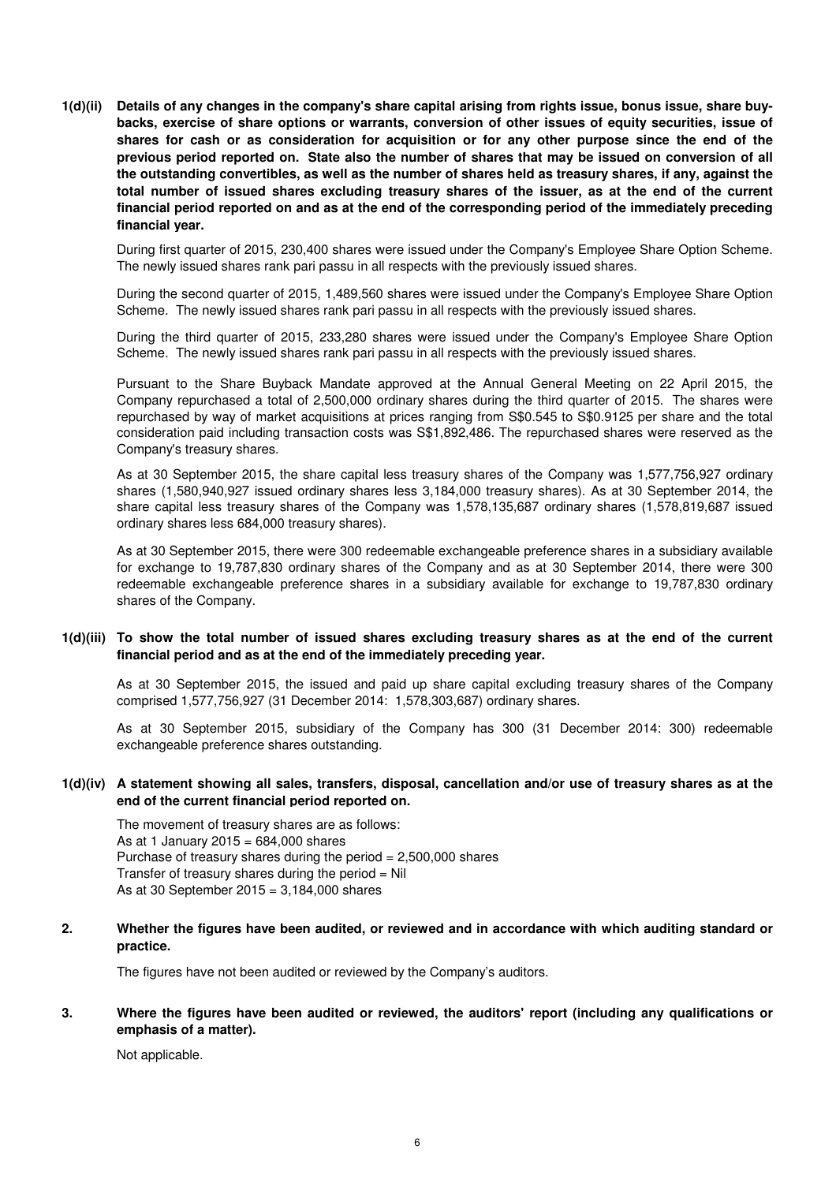**1(d)(ii) Details of any changes in the company's share capital arising from rights issue, bonus issue, share buy-backs, exercise of share options or warrants, conversion of other issues of equity securities, issue of shares for cash or as consideration for acquisition or for any other purpose since the end of the previous period reported on. State also the number of shares that may be issued on conversion of all the outstanding convertibles, as well as the number of shares held as treasury shares, if any, against the total number of issued shares excluding treasury shares of the issuer, as at the end of the current financial period reported on and as at the end of the corresponding period of the immediately preceding financial year.**

During first quarter of 2015, 230,400 shares were issued under the Company's Employee Share Option Scheme. The newly issued shares rank pari passu in all respects with the previously issued shares.

During the second quarter of 2015, 1,489,560 shares were issued under the Company's Employee Share Option Scheme. The newly issued shares rank pari passu in all respects with the previously issued shares.

During the third quarter of 2015, 233,280 shares were issued under the Company's Employee Share Option Scheme. The newly issued shares rank pari passu in all respects with the previously issued shares.

Pursuant to the Share Buyback Mandate approved at the Annual General Meeting on 22 April 2015, the Company repurchased a total of 2,500,000 ordinary shares during the third quarter of 2015. The shares were repurchased by way of market acquisitions at prices ranging from S$0.545 to S$0.9125 per share and the total consideration paid including transaction costs was S$1,892,486. The repurchased shares were reserved as the Company's treasury shares.

As at 30 September 2015, the share capital less treasury shares of the Company was 1,577,756,927 ordinary shares (1,580,940,927 issued ordinary shares less 3,184,000 treasury shares). As at 30 September 2014, the share capital less treasury shares of the Company was 1,578,135,687 ordinary shares (1,578,819,687 issued ordinary shares less 684,000 treasury shares).

As at 30 September 2015, there were 300 redeemable exchangeable preference shares in a subsidiary available for exchange to 19,787,830 ordinary shares of the Company and as at 30 September 2014, there were 300 redeemable exchangeable preference shares in a subsidiary available for exchange to 19,787,830 ordinary shares of the Company.

**1(d)(iii) To show the total number of issued shares excluding treasury shares as at the end of the current financial period and as at the end of the immediately preceding year.**

As at 30 September 2015, the issued and paid up share capital excluding treasury shares of the Company comprised 1,577,756,927 (31 December 2014: 1,578,303,687) ordinary shares.

As at 30 September 2015, subsidiary of the Company has 300 (31 December 2014: 300) redeemable exchangeable preference shares outstanding.

**1(d)(iv) A statement showing all sales, transfers, disposal, cancellation and/or use of treasury shares as at the end of the current financial period reported on.**

The movement of treasury shares are as follows:
As at 1 January 2015 = 684,000 shares
Purchase of treasury shares during the period = 2,500,000 shares
Transfer of treasury shares during the period = Nil
As at 30 September 2015 = 3,184,000 shares

**2. Whether the figures have been audited, or reviewed and in accordance with which auditing standard or practice.**

The figures have not been audited or reviewed by the Company's auditors.

**3. Where the figures have been audited or reviewed, the auditors' report (including any qualifications or emphasis of a matter).**

Not applicable.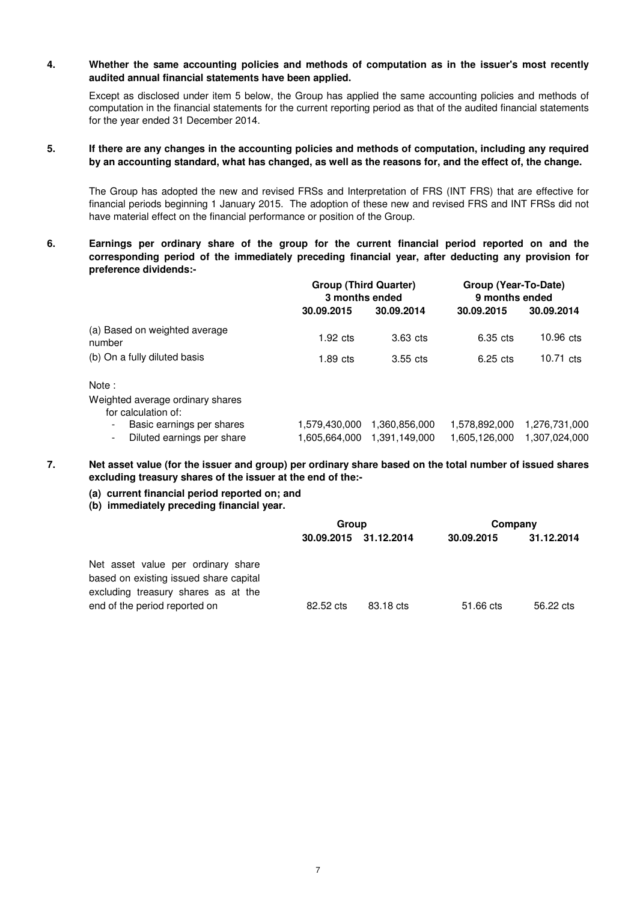**4. Whether the same accounting policies and methods of computation as in the issuer's most recently audited annual financial statements have been applied.**

Except as disclosed under item 5 below, the Group has applied the same accounting policies and methods of computation in the financial statements for the current reporting period as that of the audited financial statements for the year ended 31 December 2014.

**5. If there are any changes in the accounting policies and methods of computation, including any required by an accounting standard, what has changed, as well as the reasons for, and the effect of, the change.**

The Group has adopted the new and revised FRSs and Interpretation of FRS (INT FRS) that are effective for financial periods beginning 1 January 2015. The adoption of these new and revised FRS and INT FRSs did not have material effect on the financial performance or position of the Group.

**6. Earnings per ordinary share of the group for the current financial period reported on and the corresponding period of the immediately preceding financial year, after deducting any provision for preference dividends:-**

| | Group (Third Quarter) 3 months ended | | Group (Year-To-Date) 9 months ended | |
|---|---|---|---|---|
| | **30.09.2015** | **30.09.2014** | **30.09.2015** | **30.09.2014** |
| (a) Based on weighted average number | 1.92 cts | 3.63 cts | 6.35 cts | 10.96 cts |
| (b) On a fully diluted basis | 1.89 cts | 3.55 cts | 6.25 cts | 10.71 cts |
| Note : | | | | |
| Weighted average ordinary shares for calculation of: | | | | |
| - Basic earnings per shares | 1,579,430,000 | 1,360,856,000 | 1,578,892,000 | 1,276,731,000 |
| - Diluted earnings per share | 1,605,664,000 | 1,391,149,000 | 1,605,126,000 | 1,307,024,000 |

**7. Net asset value (for the issuer and group) per ordinary share based on the total number of issued shares excluding treasury shares of the issuer at the end of the:-**

**(a) current financial period reported on; and**
**(b) immediately preceding financial year.**

| | Group | | Company | |
|---|---|---|---|---|
| | **30.09.2015** | **31.12.2014** | **30.09.2015** | **31.12.2014** |
| Net asset value per ordinary share based on existing issued share capital excluding treasury shares as at the end of the period reported on | 82.52 cts | 83.18 cts | 51.66 cts | 56.22 cts |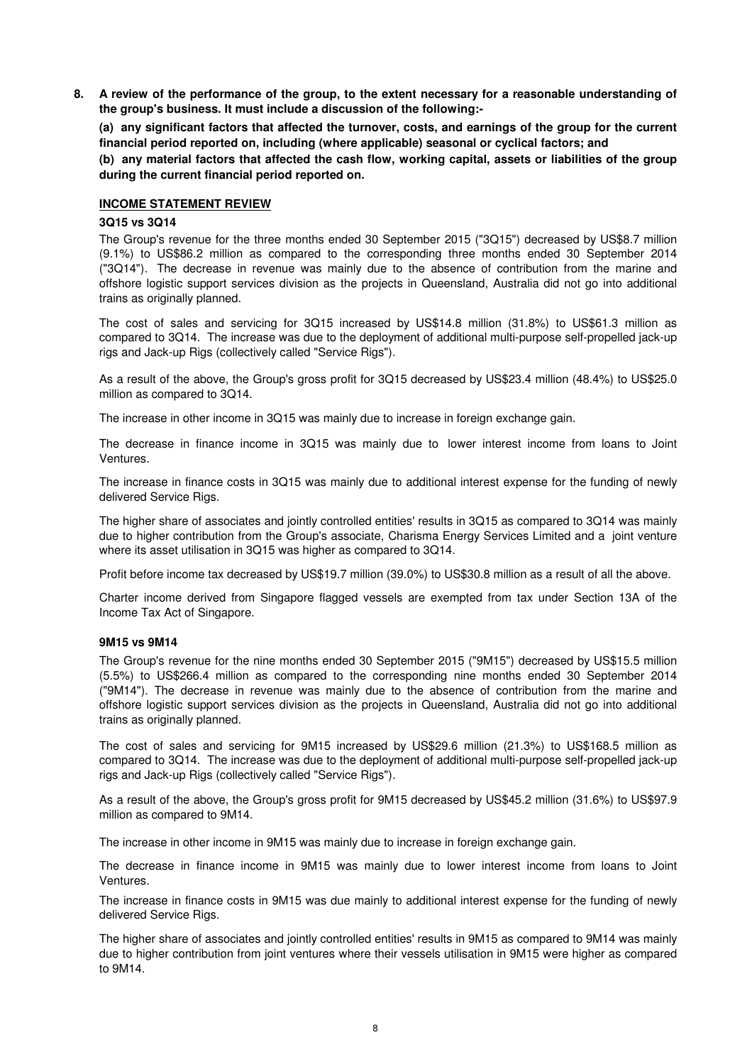**8. A review of the performance of the group, to the extent necessary for a reasonable understanding of the group's business. It must include a discussion of the following:-**

**(a) any significant factors that affected the turnover, costs, and earnings of the group for the current financial period reported on, including (where applicable) seasonal or cyclical factors; and**

**(b) any material factors that affected the cash flow, working capital, assets or liabilities of the group during the current financial period reported on.**

**INCOME STATEMENT REVIEW**

**3Q15 vs 3Q14**

The Group's revenue for the three months ended 30 September 2015 ("3Q15") decreased by US$8.7 million (9.1%) to US$86.2 million as compared to the corresponding three months ended 30 September 2014 ("3Q14"). The decrease in revenue was mainly due to the absence of contribution from the marine and offshore logistic support services division as the projects in Queensland, Australia did not go into additional trains as originally planned.

The cost of sales and servicing for 3Q15 increased by US$14.8 million (31.8%) to US$61.3 million as compared to 3Q14. The increase was due to the deployment of additional multi-purpose self-propelled jack-up rigs and Jack-up Rigs (collectively called "Service Rigs").

As a result of the above, the Group's gross profit for 3Q15 decreased by US$23.4 million (48.4%) to US$25.0 million as compared to 3Q14.

The increase in other income in 3Q15 was mainly due to increase in foreign exchange gain.

The decrease in finance income in 3Q15 was mainly due to lower interest income from loans to Joint Ventures.

The increase in finance costs in 3Q15 was mainly due to additional interest expense for the funding of newly delivered Service Rigs.

The higher share of associates and jointly controlled entities' results in 3Q15 as compared to 3Q14 was mainly due to higher contribution from the Group's associate, Charisma Energy Services Limited and a joint venture where its asset utilisation in 3Q15 was higher as compared to 3Q14.

Profit before income tax decreased by US$19.7 million (39.0%) to US$30.8 million as a result of all the above.

Charter income derived from Singapore flagged vessels are exempted from tax under Section 13A of the Income Tax Act of Singapore.

**9M15 vs 9M14**

The Group's revenue for the nine months ended 30 September 2015 ("9M15") decreased by US$15.5 million (5.5%) to US$266.4 million as compared to the corresponding nine months ended 30 September 2014 ("9M14"). The decrease in revenue was mainly due to the absence of contribution from the marine and offshore logistic support services division as the projects in Queensland, Australia did not go into additional trains as originally planned.

The cost of sales and servicing for 9M15 increased by US$29.6 million (21.3%) to US$168.5 million as compared to 3Q14. The increase was due to the deployment of additional multi-purpose self-propelled jack-up rigs and Jack-up Rigs (collectively called "Service Rigs").

As a result of the above, the Group's gross profit for 9M15 decreased by US$45.2 million (31.6%) to US$97.9 million as compared to 9M14.

The increase in other income in 9M15 was mainly due to increase in foreign exchange gain.

The decrease in finance income in 9M15 was mainly due to lower interest income from loans to Joint Ventures.

The increase in finance costs in 9M15 was due mainly to additional interest expense for the funding of newly delivered Service Rigs.

The higher share of associates and jointly controlled entities' results in 9M15 as compared to 9M14 was mainly due to higher contribution from joint ventures where their vessels utilisation in 9M15 were higher as compared to 9M14.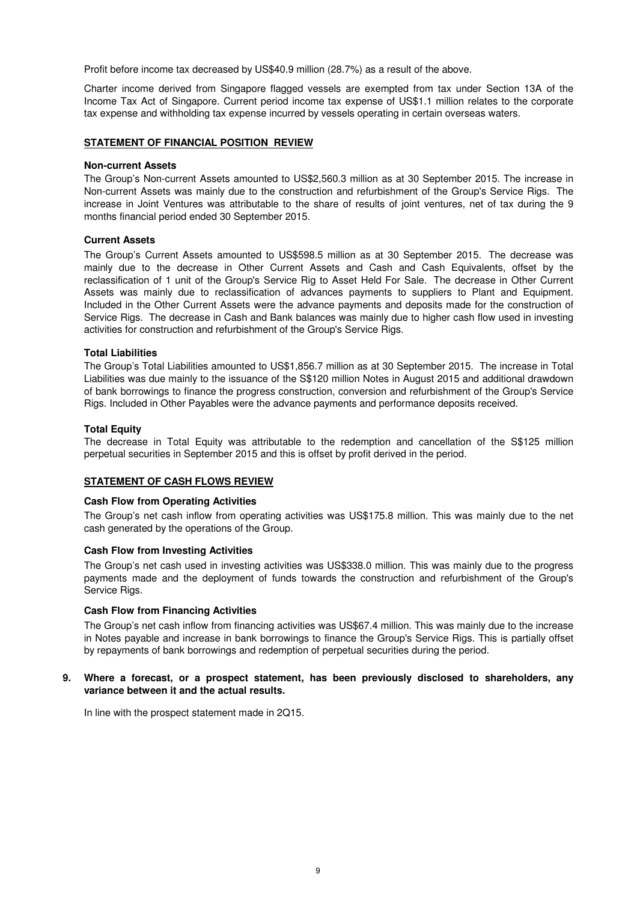Profit before income tax decreased by US$40.9 million (28.7%) as a result of the above.

Charter income derived from Singapore flagged vessels are exempted from tax under Section 13A of the Income Tax Act of Singapore. Current period income tax expense of US$1.1 million relates to the corporate tax expense and withholding tax expense incurred by vessels operating in certain overseas waters.

**STATEMENT OF FINANCIAL POSITION REVIEW**

**Non-current Assets**

The Group's Non-current Assets amounted to US$2,560.3 million as at 30 September 2015. The increase in Non-current Assets was mainly due to the construction and refurbishment of the Group's Service Rigs. The increase in Joint Ventures was attributable to the share of results of joint ventures, net of tax during the 9 months financial period ended 30 September 2015.

**Current Assets**

The Group's Current Assets amounted to US$598.5 million as at 30 September 2015. The decrease was mainly due to the decrease in Other Current Assets and Cash and Cash Equivalents, offset by the reclassification of 1 unit of the Group's Service Rig to Asset Held For Sale. The decrease in Other Current Assets was mainly due to reclassification of advances payments to suppliers to Plant and Equipment. Included in the Other Current Assets were the advance payments and deposits made for the construction of Service Rigs. The decrease in Cash and Bank balances was mainly due to higher cash flow used in investing activities for construction and refurbishment of the Group's Service Rigs.

**Total Liabilities**

The Group's Total Liabilities amounted to US$1,856.7 million as at 30 September 2015. The increase in Total Liabilities was due mainly to the issuance of the S$120 million Notes in August 2015 and additional drawdown of bank borrowings to finance the progress construction, conversion and refurbishment of the Group's Service Rigs. Included in Other Payables were the advance payments and performance deposits received.

**Total Equity**

The decrease in Total Equity was attributable to the redemption and cancellation of the S$125 million perpetual securities in September 2015 and this is offset by profit derived in the period.

**STATEMENT OF CASH FLOWS REVIEW**

**Cash Flow from Operating Activities**

The Group's net cash inflow from operating activities was US$175.8 million. This was mainly due to the net cash generated by the operations of the Group.

**Cash Flow from Investing Activities**

The Group's net cash used in investing activities was US$338.0 million. This was mainly due to the progress payments made and the deployment of funds towards the construction and refurbishment of the Group's Service Rigs.

**Cash Flow from Financing Activities**

The Group's net cash inflow from financing activities was US$67.4 million. This was mainly due to the increase in Notes payable and increase in bank borrowings to finance the Group's Service Rigs. This is partially offset by repayments of bank borrowings and redemption of perpetual securities during the period.

**9. Where a forecast, or a prospect statement, has been previously disclosed to shareholders, any variance between it and the actual results.**

In line with the prospect statement made in 2Q15.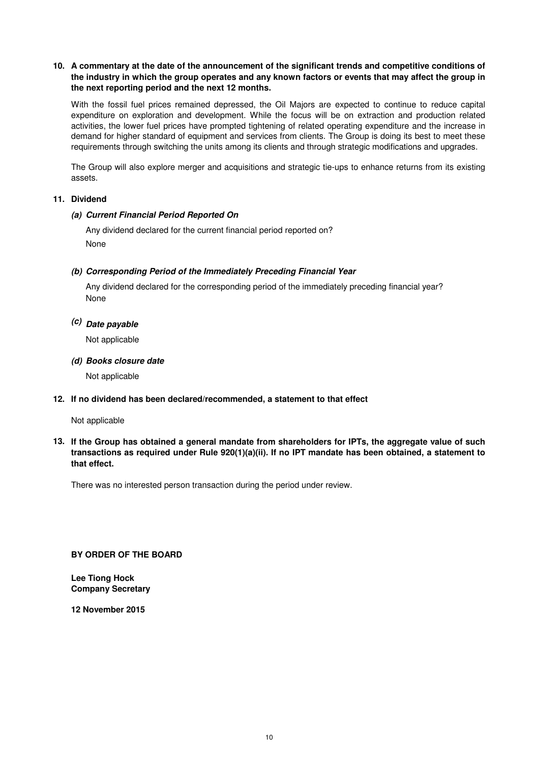**10. A commentary at the date of the announcement of the significant trends and competitive conditions of the industry in which the group operates and any known factors or events that may affect the group in the next reporting period and the next 12 months.**

With the fossil fuel prices remained depressed, the Oil Majors are expected to continue to reduce capital expenditure on exploration and development. While the focus will be on extraction and production related activities, the lower fuel prices have prompted tightening of related operating expenditure and the increase in demand for higher standard of equipment and services from clients. The Group is doing its best to meet these requirements through switching the units among its clients and through strategic modifications and upgrades.

The Group will also explore merger and acquisitions and strategic tie-ups to enhance returns from its existing assets.

**11. Dividend**

***(a) Current Financial Period Reported On***

Any dividend declared for the current financial period reported on?

None

***(b) Corresponding Period of the Immediately Preceding Financial Year***

Any dividend declared for the corresponding period of the immediately preceding financial year?

None

***(c) Date payable***

Not applicable

***(d) Books closure date***

Not applicable

**12. If no dividend has been declared/recommended, a statement to that effect**

Not applicable

**13. If the Group has obtained a general mandate from shareholders for IPTs, the aggregate value of such transactions as required under Rule 920(1)(a)(ii). If no IPT mandate has been obtained, a statement to that effect.**

There was no interested person transaction during the period under review.

**BY ORDER OF THE BOARD**

**Lee Tiong Hock**
**Company Secretary**

**12 November 2015**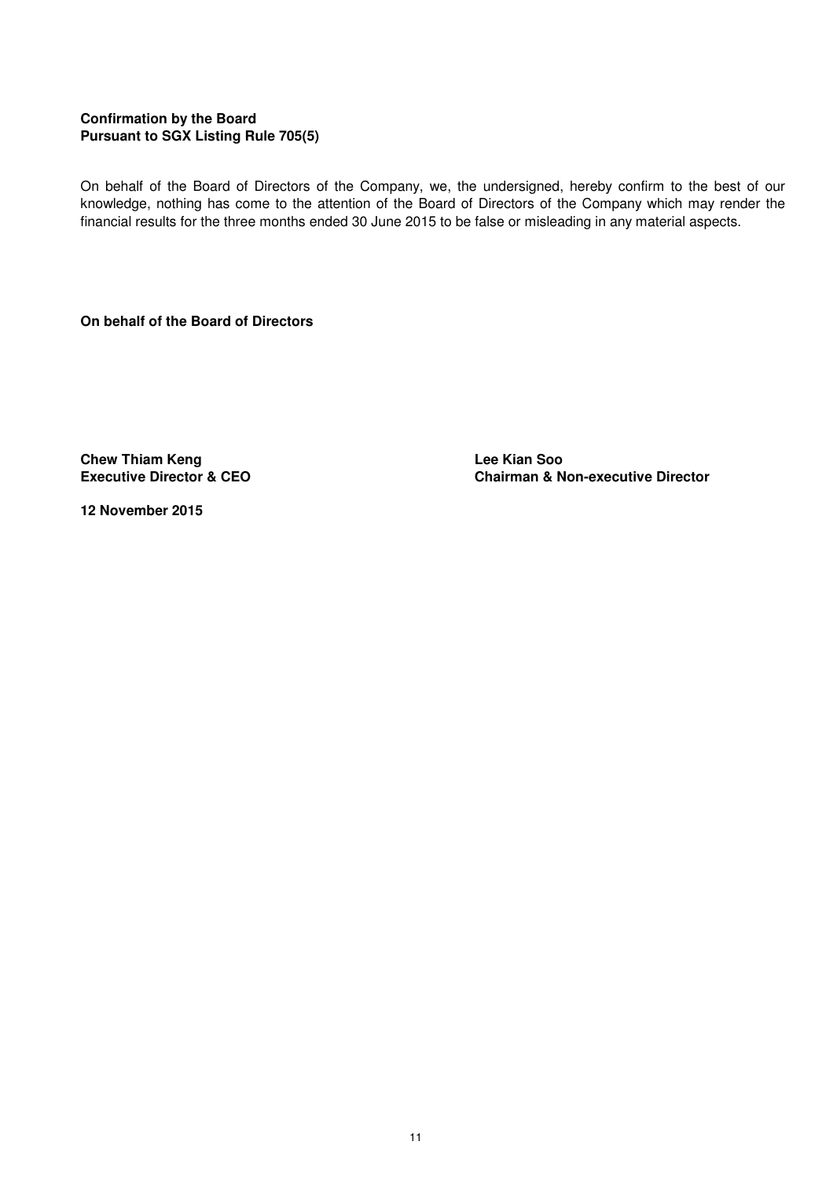**Confirmation by the Board**
**Pursuant to SGX Listing Rule 705(5)**

On behalf of the Board of Directors of the Company, we, the undersigned, hereby confirm to the best of our knowledge, nothing has come to the attention of the Board of Directors of the Company which may render the financial results for the three months ended 30 June 2015 to be false or misleading in any material aspects.

**On behalf of the Board of Directors**

**Chew Thiam Keng**
**Executive Director & CEO**

**Lee Kian Soo**
**Chairman & Non-executive Director**

**12 November 2015**